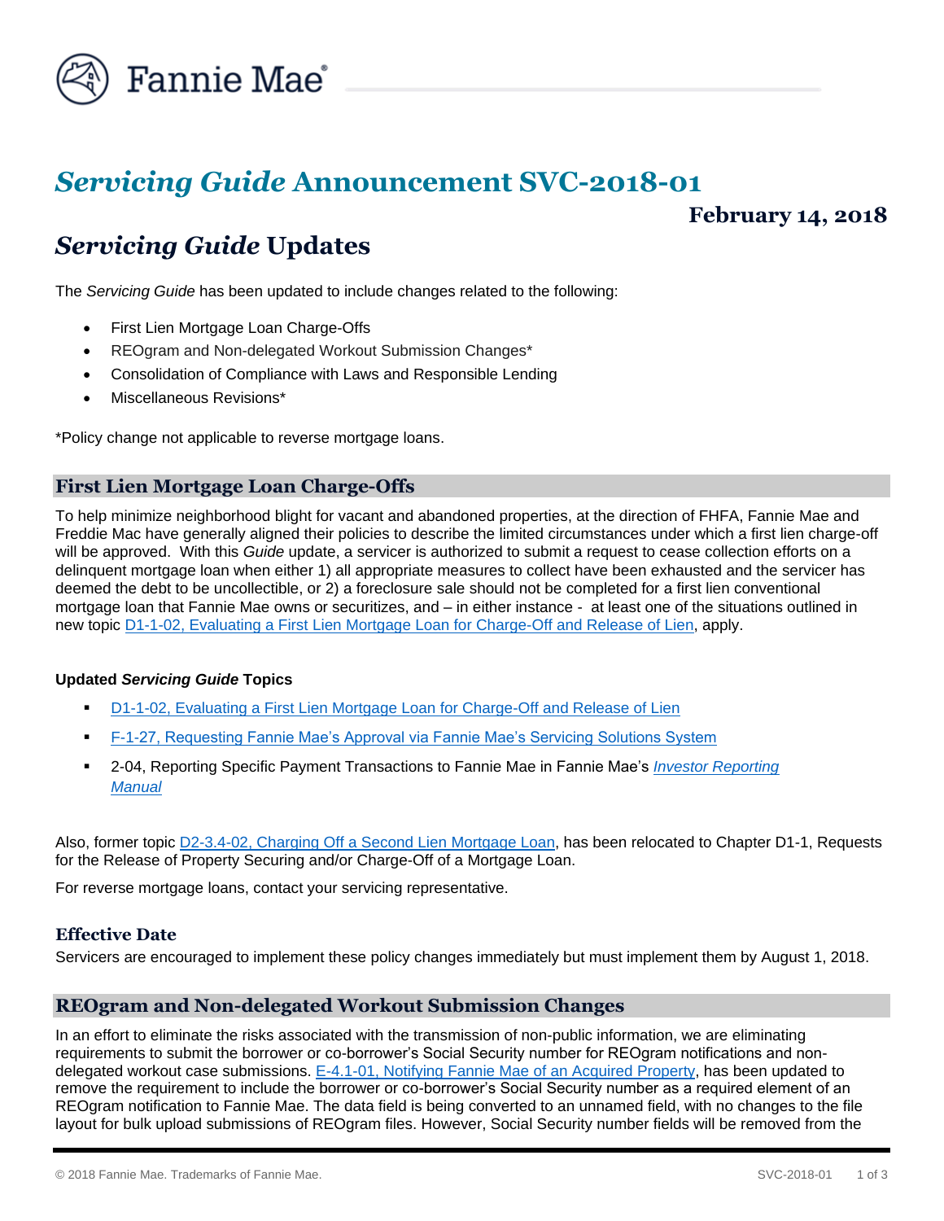# *Servicing Guide* Announcement SVC-2018-01

**February 14, 2018**

## *Servicing Guide* Updates

The *Servicing Guide* has been updated to include changes related to the following:

- First Lien Mortgage Loan Charge-Offs
- REOgram and Non-delegated Workout Submission Changes*
- Consolidation of Compliance with Laws and Responsible Lending
- Miscellaneous Revisions*

*Policy change not applicable to reverse mortgage loans.

## First Lien Mortgage Loan Charge-Offs

To help minimize neighborhood blight for vacant and abandoned properties, at the direction of FHFA, Fannie Mae and Freddie Mac have generally aligned their policies to describe the limited circumstances under which a first lien charge-off will be approved. With this *Guide* update, a servicer is authorized to submit a request to cease collection efforts on a delinquent mortgage loan when either 1) all appropriate measures to collect have been exhausted and the servicer has deemed the debt to be uncollectible, or 2) a foreclosure sale should not be completed for a first lien conventional mortgage loan that Fannie Mae owns or securitizes, and – in either instance - at least one of the situations outlined in new topic D1-1-02, Evaluating a First Lien Mortgage Loan for Charge-Off and Release of Lien, apply.

**Updated *Servicing Guide* Topics**

- D1-1-02, Evaluating a First Lien Mortgage Loan for Charge-Off and Release of Lien
- F-1-27, Requesting Fannie Mae's Approval via Fannie Mae's Servicing Solutions System
- 2-04, Reporting Specific Payment Transactions to Fannie Mae in Fannie Mae's *Investor Reporting Manual*

Also, former topic D2-3.4-02, Charging Off a Second Lien Mortgage Loan, has been relocated to Chapter D1-1, Requests for the Release of Property Securing and/or Charge-Off of a Mortgage Loan.

For reverse mortgage loans, contact your servicing representative.

### Effective Date

Servicers are encouraged to implement these policy changes immediately but must implement them by August 1, 2018.

## REOgram and Non-delegated Workout Submission Changes

In an effort to eliminate the risks associated with the transmission of non-public information, we are eliminating requirements to submit the borrower or co-borrower's Social Security number for REOgram notifications and non-delegated workout case submissions. E-4.1-01, Notifying Fannie Mae of an Acquired Property, has been updated to remove the requirement to include the borrower or co-borrower's Social Security number as a required element of an REOgram notification to Fannie Mae. The data field is being converted to an unnamed field, with no changes to the file layout for bulk upload submissions of REOgram files. However, Social Security number fields will be removed from the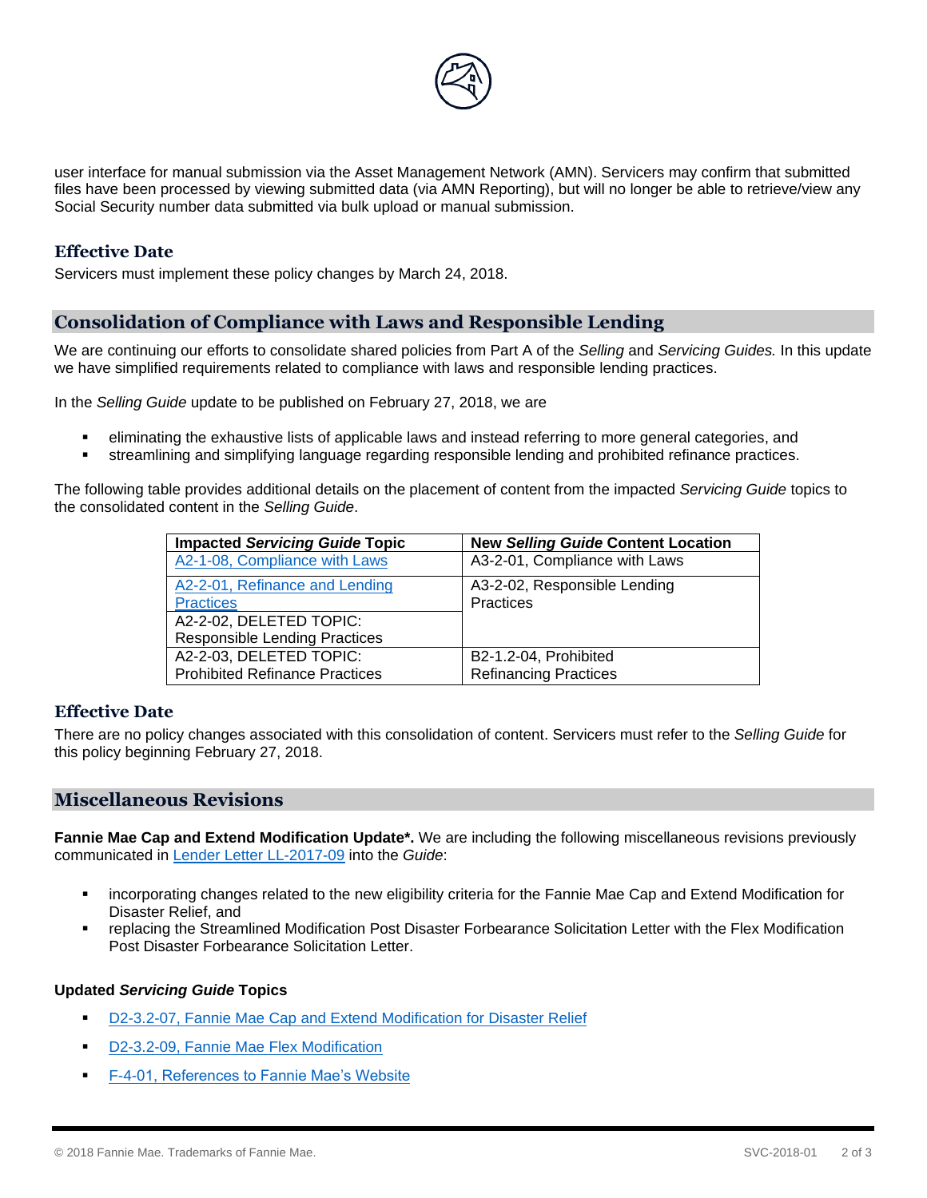user interface for manual submission via the Asset Management Network (AMN). Servicers may confirm that submitted files have been processed by viewing submitted data (via AMN Reporting), but will no longer be able to retrieve/view any Social Security number data submitted via bulk upload or manual submission.

### Effective Date

Servicers must implement these policy changes by March 24, 2018.

## Consolidation of Compliance with Laws and Responsible Lending

We are continuing our efforts to consolidate shared policies from Part A of the *Selling* and *Servicing Guides.* In this update we have simplified requirements related to compliance with laws and responsible lending practices.

In the *Selling Guide* update to be published on February 27, 2018, we are

- eliminating the exhaustive lists of applicable laws and instead referring to more general categories, and
- streamlining and simplifying language regarding responsible lending and prohibited refinance practices.

The following table provides additional details on the placement of content from the impacted *Servicing Guide* topics to the consolidated content in the *Selling Guide*.

| Impacted *Servicing Guide* Topic | New *Selling Guide* Content Location |
|---|---|
| A2-1-08, Compliance with Laws | A3-2-01, Compliance with Laws |
| A2-2-01, Refinance and Lending Practices | A3-2-02, Responsible Lending Practices |
| A2-2-02, DELETED TOPIC: Responsible Lending Practices | |
| A2-2-03, DELETED TOPIC: Prohibited Refinance Practices | B2-1.2-04, Prohibited Refinancing Practices |

### Effective Date

There are no policy changes associated with this consolidation of content. Servicers must refer to the *Selling Guide* for this policy beginning February 27, 2018.

## Miscellaneous Revisions

**Fannie Mae Cap and Extend Modification Update\*.** We are including the following miscellaneous revisions previously communicated in Lender Letter LL-2017-09 into the *Guide*:

- incorporating changes related to the new eligibility criteria for the Fannie Mae Cap and Extend Modification for Disaster Relief, and
- replacing the Streamlined Modification Post Disaster Forbearance Solicitation Letter with the Flex Modification Post Disaster Forbearance Solicitation Letter.

**Updated *Servicing Guide* Topics**

- D2-3.2-07, Fannie Mae Cap and Extend Modification for Disaster Relief
- D2-3.2-09, Fannie Mae Flex Modification
- F-4-01, References to Fannie Mae's Website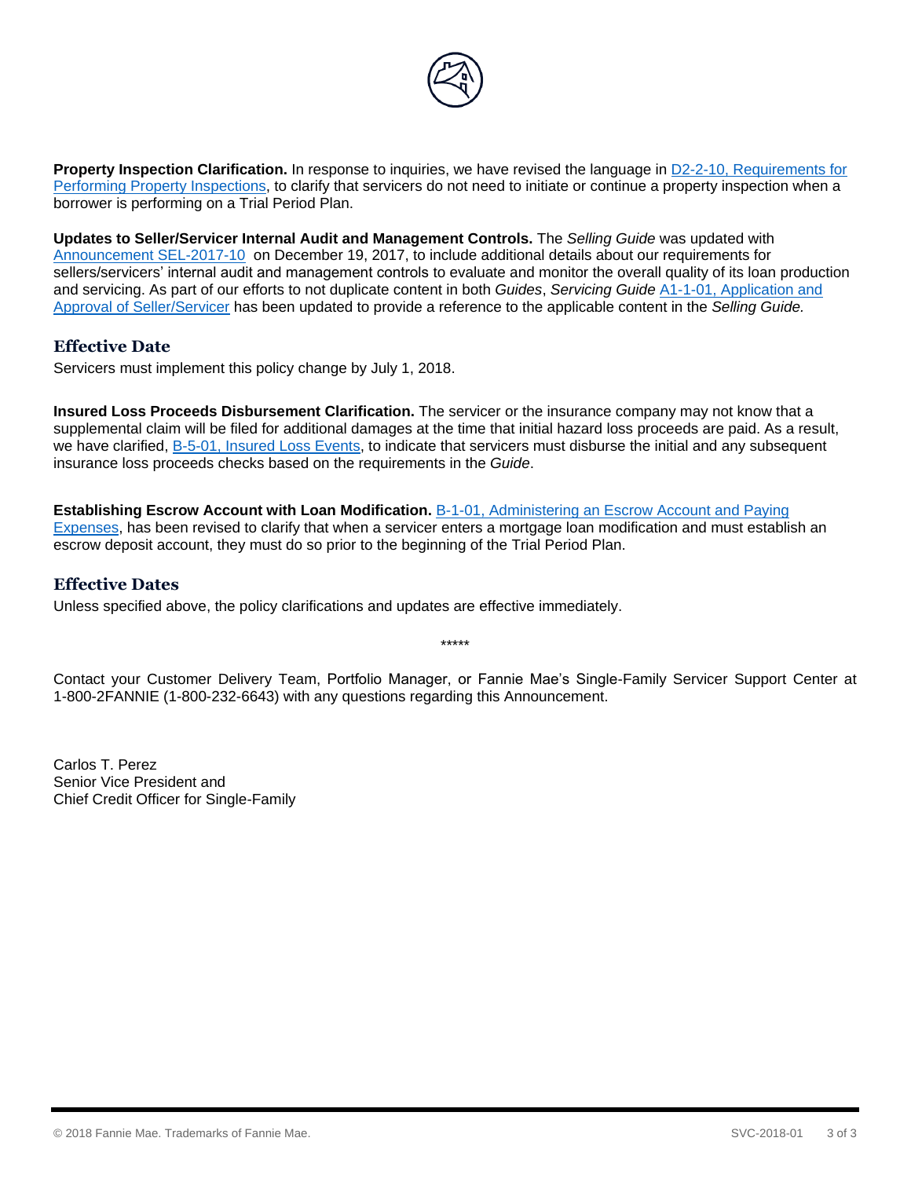**Property Inspection Clarification.** In response to inquiries, we have revised the language in D2-2-10, Requirements for Performing Property Inspections, to clarify that servicers do not need to initiate or continue a property inspection when a borrower is performing on a Trial Period Plan.

**Updates to Seller/Servicer Internal Audit and Management Controls.** The *Selling Guide* was updated with Announcement SEL-2017-10 on December 19, 2017, to include additional details about our requirements for sellers/servicers' internal audit and management controls to evaluate and monitor the overall quality of its loan production and servicing. As part of our efforts to not duplicate content in both *Guides*, *Servicing Guide* A1-1-01, Application and Approval of Seller/Servicer has been updated to provide a reference to the applicable content in the *Selling Guide.*

## Effective Date

Servicers must implement this policy change by July 1, 2018.

**Insured Loss Proceeds Disbursement Clarification.** The servicer or the insurance company may not know that a supplemental claim will be filed for additional damages at the time that initial hazard loss proceeds are paid. As a result, we have clarified, B-5-01, Insured Loss Events, to indicate that servicers must disburse the initial and any subsequent insurance loss proceeds checks based on the requirements in the *Guide*.

**Establishing Escrow Account with Loan Modification.** B-1-01, Administering an Escrow Account and Paying Expenses, has been revised to clarify that when a servicer enters a mortgage loan modification and must establish an escrow deposit account, they must do so prior to the beginning of the Trial Period Plan.

## Effective Dates

Unless specified above, the policy clarifications and updates are effective immediately.

*****

Contact your Customer Delivery Team, Portfolio Manager, or Fannie Mae's Single-Family Servicer Support Center at 1-800-2FANNIE (1-800-232-6643) with any questions regarding this Announcement.

Carlos T. Perez
Senior Vice President and
Chief Credit Officer for Single-Family

© 2018 Fannie Mae. Trademarks of Fannie Mae. SVC-2018-01